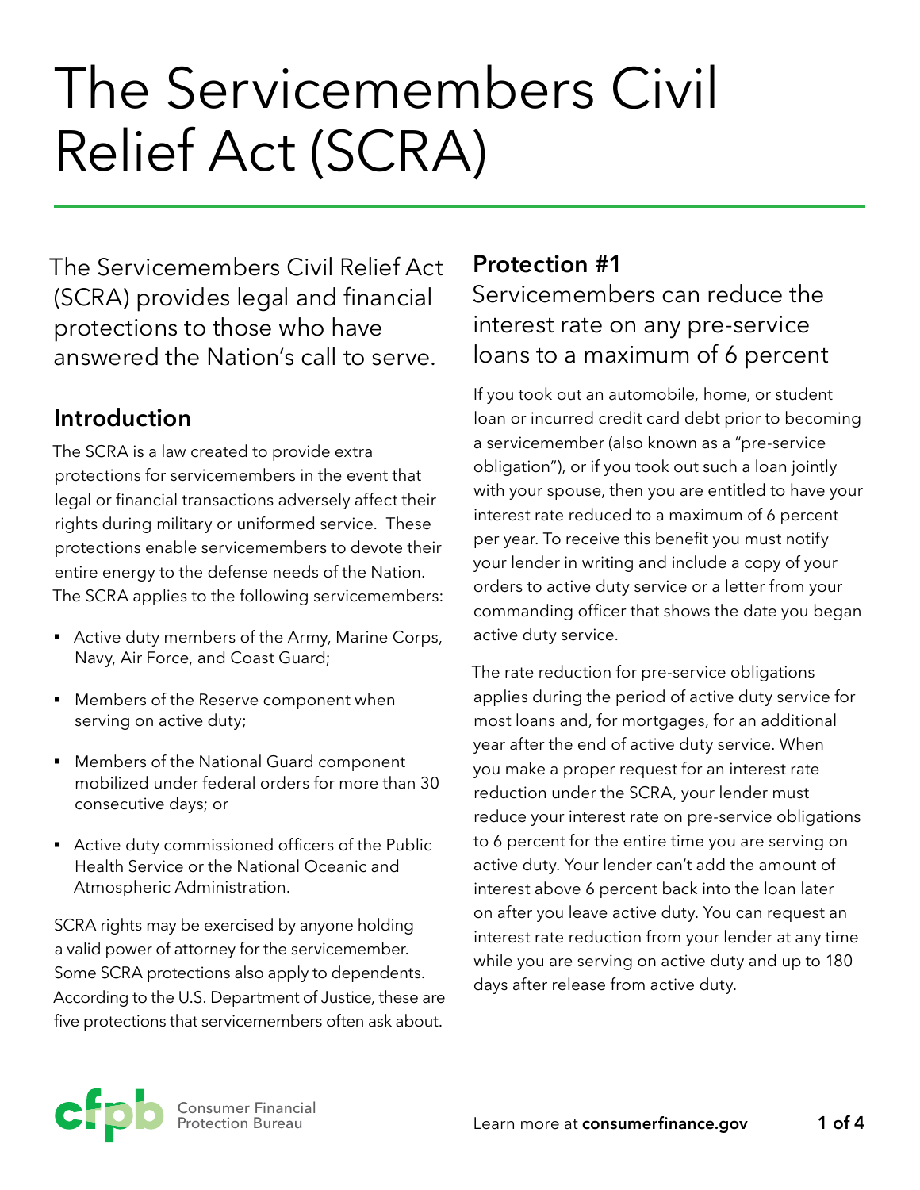# The Servicemembers Civil Relief Act (SCRA)

The Servicemembers Civil Relief Act (SCRA) provides legal and financial protections to those who have answered the Nation's call to serve.

## Introduction

The SCRA is a law created to provide extra protections for servicemembers in the event that legal or financial transactions adversely affect their rights during military or uniformed service. These protections enable servicemembers to devote their entire energy to the defense needs of the Nation. The SCRA applies to the following servicemembers:

- Active duty members of the Army, Marine Corps, Navy, Air Force, and Coast Guard;
- Members of the Reserve component when serving on active duty;
- Members of the National Guard component mobilized under federal orders for more than 30 consecutive days; or
- Active duty commissioned officers of the Public Health Service or the National Oceanic and Atmospheric Administration.

SCRA rights may be exercised by anyone holding a valid power of attorney for the servicemember. Some SCRA protections also apply to dependents. According to the U.S. Department of Justice, these are five protections that servicemembers often ask about.

## Protection #1

### Servicemembers can reduce the interest rate on any pre-service loans to a maximum of 6 percent

If you took out an automobile, home, or student loan or incurred credit card debt prior to becoming a servicemember (also known as a "pre-service obligation"), or if you took out such a loan jointly with your spouse, then you are entitled to have your interest rate reduced to a maximum of 6 percent per year. To receive this benefit you must notify your lender in writing and include a copy of your orders to active duty service or a letter from your commanding officer that shows the date you began active duty service.

The rate reduction for pre-service obligations applies during the period of active duty service for most loans and, for mortgages, for an additional year after the end of active duty service. When you make a proper request for an interest rate reduction under the SCRA, your lender must reduce your interest rate on pre-service obligations to 6 percent for the entire time you are serving on active duty. Your lender can't add the amount of interest above 6 percent back into the loan later on after you leave active duty. You can request an interest rate reduction from your lender at any time while you are serving on active duty and up to 180 days after release from active duty.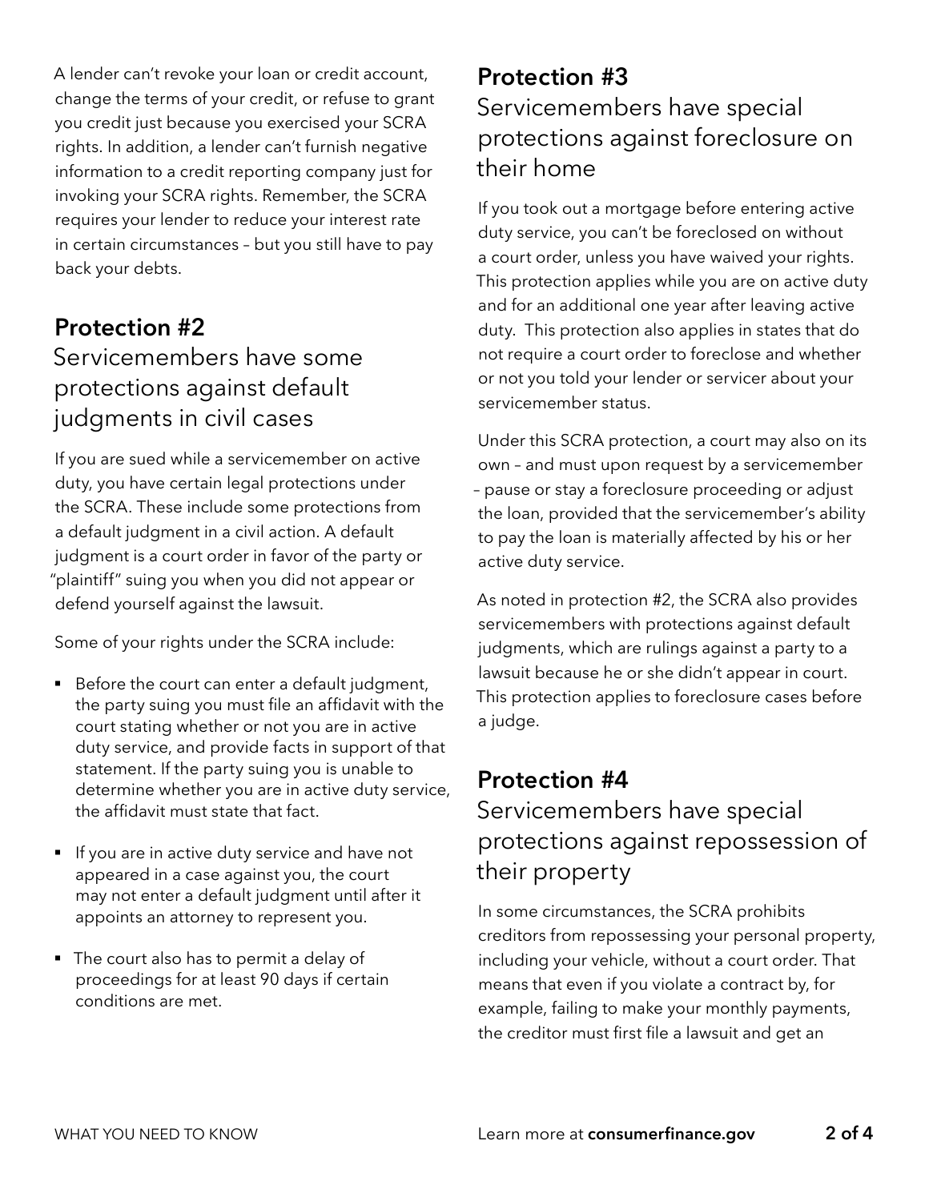A lender can't revoke your loan or credit account, change the terms of your credit, or refuse to grant you credit just because you exercised your SCRA rights. In addition, a lender can't furnish negative information to a credit reporting company just for invoking your SCRA rights. Remember, the SCRA requires your lender to reduce your interest rate in certain circumstances – but you still have to pay back your debts.

## Protection #2

### Servicemembers have some protections against default judgments in civil cases

If you are sued while a servicemember on active duty, you have certain legal protections under the SCRA. These include some protections from a default judgment in a civil action. A default judgment is a court order in favor of the party or "plaintiff" suing you when you did not appear or defend yourself against the lawsuit.

Some of your rights under the SCRA include:

- Before the court can enter a default judgment, the party suing you must file an affidavit with the court stating whether or not you are in active duty service, and provide facts in support of that statement. If the party suing you is unable to determine whether you are in active duty service, the affidavit must state that fact.
- If you are in active duty service and have not appeared in a case against you, the court may not enter a default judgment until after it appoints an attorney to represent you.
- The court also has to permit a delay of proceedings for at least 90 days if certain conditions are met.

## Protection #3

### Servicemembers have special protections against foreclosure on their home

If you took out a mortgage before entering active duty service, you can't be foreclosed on without a court order, unless you have waived your rights. This protection applies while you are on active duty and for an additional one year after leaving active duty. This protection also applies in states that do not require a court order to foreclose and whether or not you told your lender or servicer about your servicemember status.

Under this SCRA protection, a court may also on its own – and must upon request by a servicemember – pause or stay a foreclosure proceeding or adjust the loan, provided that the servicemember's ability to pay the loan is materially affected by his or her active duty service.

As noted in protection #2, the SCRA also provides servicemembers with protections against default judgments, which are rulings against a party to a lawsuit because he or she didn't appear in court. This protection applies to foreclosure cases before a judge.

## Protection #4

### Servicemembers have special protections against repossession of their property

In some circumstances, the SCRA prohibits creditors from repossessing your personal property, including your vehicle, without a court order. That means that even if you violate a contract by, for example, failing to make your monthly payments, the creditor must first file a lawsuit and get an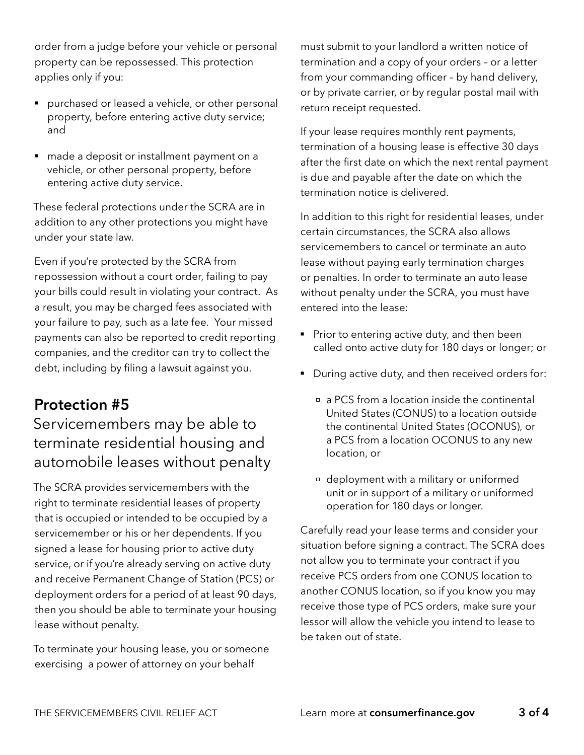order from a judge before your vehicle or personal property can be repossessed. This protection applies only if you:

- purchased or leased a vehicle, or other personal property, before entering active duty service; and
- made a deposit or installment payment on a vehicle, or other personal property, before entering active duty service.

These federal protections under the SCRA are in addition to any other protections you might have under your state law.

Even if you're protected by the SCRA from repossession without a court order, failing to pay your bills could result in violating your contract. As a result, you may be charged fees associated with your failure to pay, such as a late fee. Your missed payments can also be reported to credit reporting companies, and the creditor can try to collect the debt, including by filing a lawsuit against you.

## Protection #5

### Servicemembers may be able to terminate residential housing and automobile leases without penalty

The SCRA provides servicemembers with the right to terminate residential leases of property that is occupied or intended to be occupied by a servicemember or his or her dependents. If you signed a lease for housing prior to active duty service, or if you're already serving on active duty and receive Permanent Change of Station (PCS) or deployment orders for a period of at least 90 days, then you should be able to terminate your housing lease without penalty.

To terminate your housing lease, you or someone exercising a power of attorney on your behalf must submit to your landlord a written notice of termination and a copy of your orders – or a letter from your commanding officer – by hand delivery, or by private carrier, or by regular postal mail with return receipt requested.

If your lease requires monthly rent payments, termination of a housing lease is effective 30 days after the first date on which the next rental payment is due and payable after the date on which the termination notice is delivered.

In addition to this right for residential leases, under certain circumstances, the SCRA also allows servicemembers to cancel or terminate an auto lease without paying early termination charges or penalties. In order to terminate an auto lease without penalty under the SCRA, you must have entered into the lease:

- Prior to entering active duty, and then been called onto active duty for 180 days or longer; or
- During active duty, and then received orders for:
  - a PCS from a location inside the continental United States (CONUS) to a location outside the continental United States (OCONUS), or a PCS from a location OCONUS to any new location, or
  - deployment with a military or uniformed unit or in support of a military or uniformed operation for 180 days or longer.

Carefully read your lease terms and consider your situation before signing a contract. The SCRA does not allow you to terminate your contract if you receive PCS orders from one CONUS location to another CONUS location, so if you know you may receive those type of PCS orders, make sure your lessor will allow the vehicle you intend to lease to be taken out of state.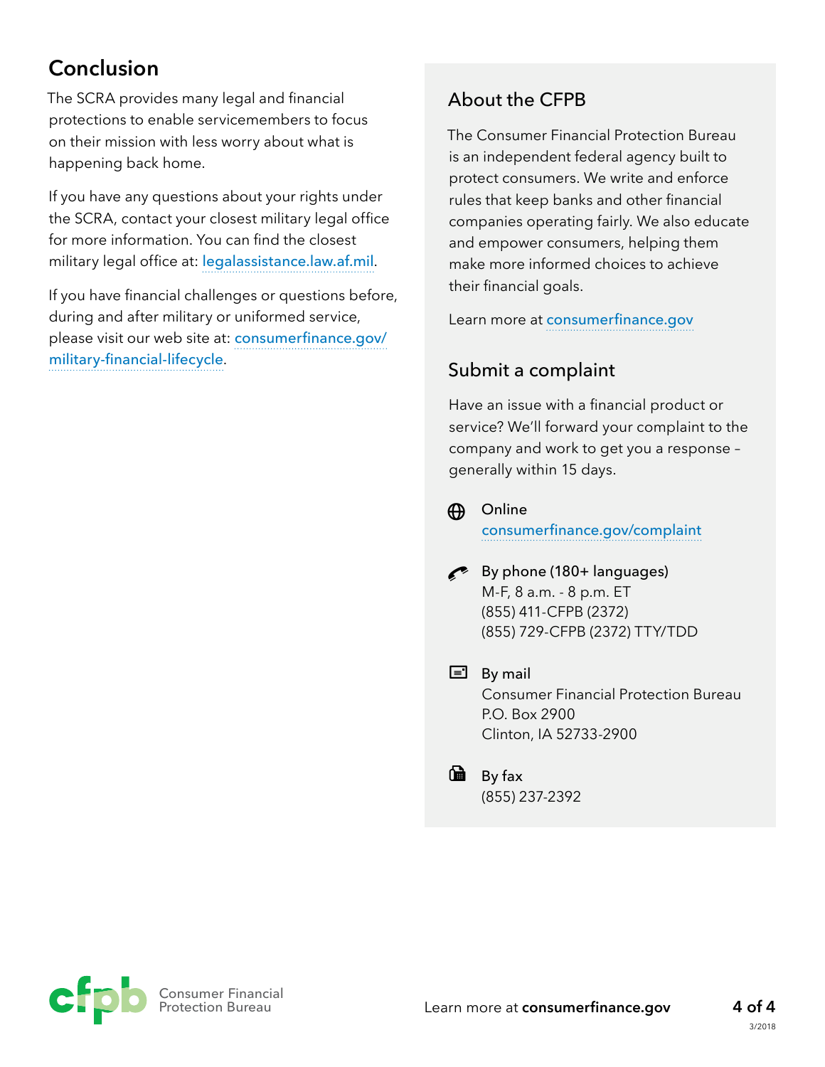## Conclusion

The SCRA provides many legal and financial protections to enable servicemembers to focus on their mission with less worry about what is happening back home.

If you have any questions about your rights under the SCRA, contact your closest military legal office for more information. You can find the closest military legal office at: legalassistance.law.af.mil.

If you have financial challenges or questions before, during and after military or uniformed service, please visit our web site at: consumerfinance.gov/military-financial-lifecycle.

## About the CFPB

The Consumer Financial Protection Bureau is an independent federal agency built to protect consumers. We write and enforce rules that keep banks and other financial companies operating fairly. We also educate and empower consumers, helping them make more informed choices to achieve their financial goals.

Learn more at consumerfinance.gov

## Submit a complaint

Have an issue with a financial product or service? We'll forward your complaint to the company and work to get you a response – generally within 15 days.

Online
consumerfinance.gov/complaint

By phone (180+ languages)
M-F, 8 a.m. - 8 p.m. ET
(855) 411-CFPB (2372)
(855) 729-CFPB (2372) TTY/TDD

By mail
Consumer Financial Protection Bureau
P.O. Box 2900
Clinton, IA 52733-2900

By fax
(855) 237-2392

Consumer Financial Protection Bureau

Learn more at **consumerfinance.gov**

3/2018